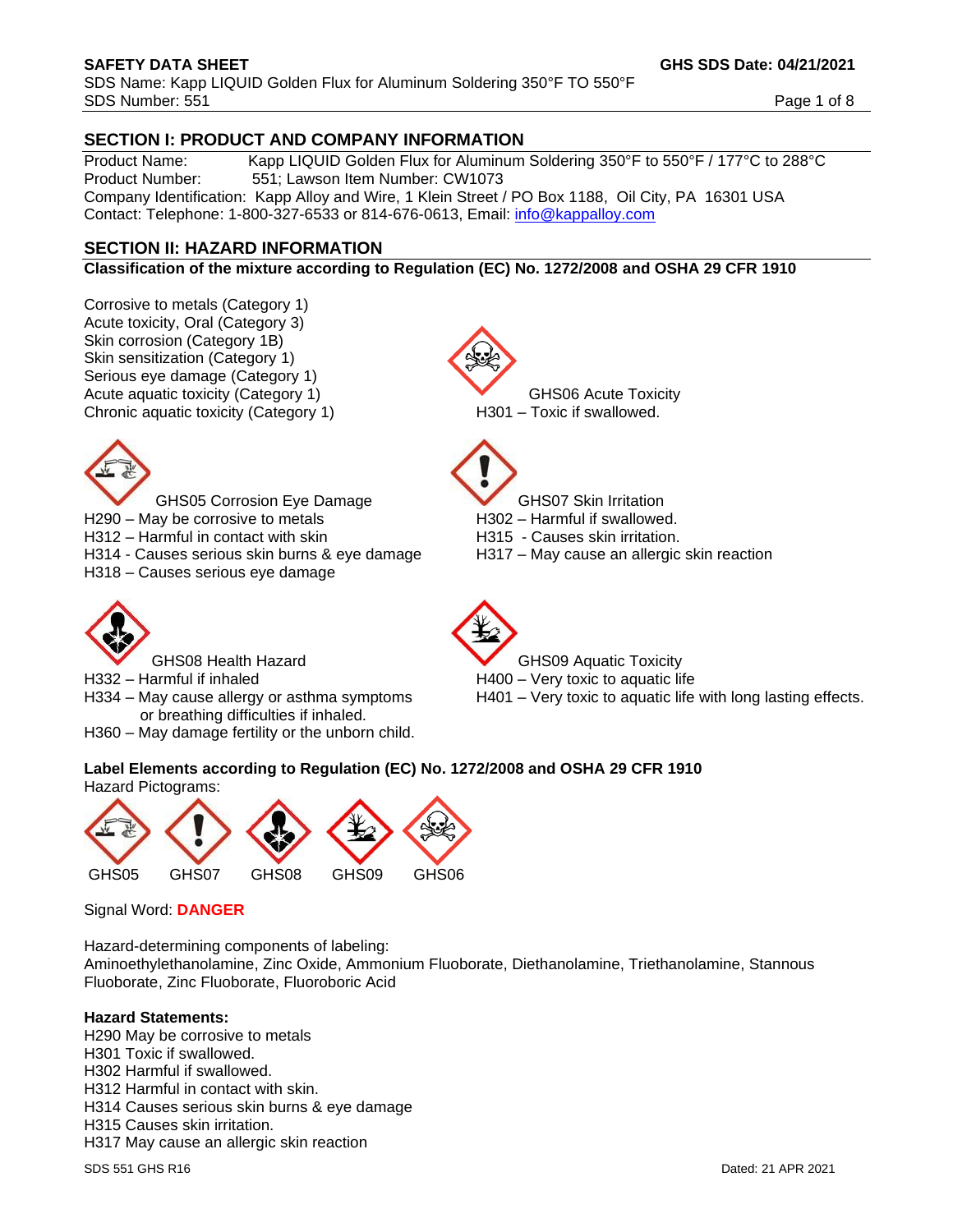**SAFETY DATA SHEET** **GHS SDS Date: 04/21/2021**

SDS Name: Kapp LIQUID Golden Flux for Aluminum Soldering 350°F TO 550°F

SDS Number: 551

## SECTION I: PRODUCT AND COMPANY INFORMATION

Product Name: Kapp LIQUID Golden Flux for Aluminum Soldering 350°F to 550°F / 177°C to 288°C

Product Number: 551; Lawson Item Number: CW1073

Company Identification: Kapp Alloy and Wire, 1 Klein Street / PO Box 1188, Oil City, PA 16301 USA

Contact: Telephone: 1-800-327-6533 or 814-676-0613, Email: info@kappalloy.com

## SECTION II: HAZARD INFORMATION

**Classification of the mixture according to Regulation (EC) No. 1272/2008 and OSHA 29 CFR 1910**

Corrosive to metals (Category 1)
Acute toxicity, Oral (Category 3)
Skin corrosion (Category 1B)
Skin sensitization (Category 1)
Serious eye damage (Category 1)
Acute aquatic toxicity (Category 1)
Chronic aquatic toxicity (Category 1)

GHS06 Acute Toxicity
H301 – Toxic if swallowed.

GHS05 Corrosion Eye Damage
H290 – May be corrosive to metals
H312 – Harmful in contact with skin
H314 - Causes serious skin burns & eye damage
H318 – Causes serious eye damage

GHS07 Skin Irritation
H302 – Harmful if swallowed.
H315 - Causes skin irritation.
H317 – May cause an allergic skin reaction

GHS08 Health Hazard
H332 – Harmful if inhaled
H334 – May cause allergy or asthma symptoms or breathing difficulties if inhaled.
H360 – May damage fertility or the unborn child.

GHS09 Aquatic Toxicity
H400 – Very toxic to aquatic life
H401 – Very toxic to aquatic life with long lasting effects.

**Label Elements according to Regulation (EC) No. 1272/2008 and OSHA 29 CFR 1910**

Hazard Pictograms:

GHS05 GHS07 GHS08 GHS09 GHS06

Signal Word: **DANGER**

Hazard-determining components of labeling:
Aminoethylethanolamine, Zinc Oxide, Ammonium Fluoborate, Diethanolamine, Triethanolamine, Stannous Fluoborate, Zinc Fluoborate, Fluoroboric Acid

**Hazard Statements:**

H290 May be corrosive to metals
H301 Toxic if swallowed.
H302 Harmful if swallowed.
H312 Harmful in contact with skin.
H314 Causes serious skin burns & eye damage
H315 Causes skin irritation.
H317 May cause an allergic skin reaction

SDS 551 GHS R16 Dated: 21 APR 2021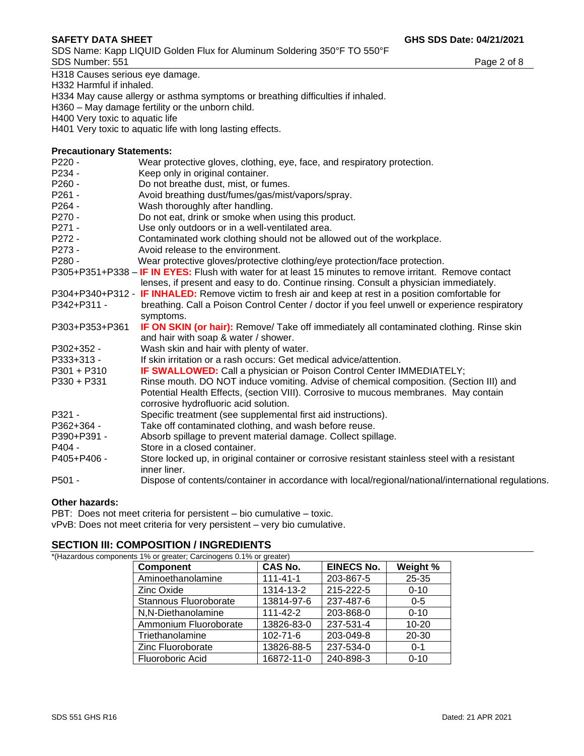H318 Causes serious eye damage.
H332 Harmful if inhaled.
H334 May cause allergy or asthma symptoms or breathing difficulties if inhaled.
H360 – May damage fertility or the unborn child.
H400 Very toxic to aquatic life
H401 Very toxic to aquatic life with long lasting effects.

**Precautionary Statements:**

P220 - Wear protective gloves, clothing, eye, face, and respiratory protection.
P234 - Keep only in original container.
P260 - Do not breathe dust, mist, or fumes.
P261 - Avoid breathing dust/fumes/gas/mist/vapors/spray.
P264 - Wash thoroughly after handling.
P270 - Do not eat, drink or smoke when using this product.
P271 - Use only outdoors or in a well-ventilated area.
P272 - Contaminated work clothing should not be allowed out of the workplace.
P273 - Avoid release to the environment.
P280 - Wear protective gloves/protective clothing/eye protection/face protection.
P305+P351+P338 – **IF IN EYES:** Flush with water for at least 15 minutes to remove irritant. Remove contact lenses, if present and easy to do. Continue rinsing. Consult a physician immediately.
P304+P340+P312 - P342+P311 - **IF INHALED:** Remove victim to fresh air and keep at rest in a position comfortable for breathing. Call a Poison Control Center / doctor if you feel unwell or experience respiratory symptoms.
P303+P353+P361 **IF ON SKIN (or hair):** Remove/ Take off immediately all contaminated clothing. Rinse skin and hair with soap & water / shower.
P302+352 - Wash skin and hair with plenty of water.
P333+313 - If skin irritation or a rash occurs: Get medical advice/attention.
P301 + P310 **IF SWALLOWED:** Call a physician or Poison Control Center IMMEDIATELY;
P330 + P331 Rinse mouth. DO NOT induce vomiting. Advise of chemical composition. (Section III) and Potential Health Effects, (section VIII). Corrosive to mucous membranes. May contain corrosive hydrofluoric acid solution.
P321 - Specific treatment (see supplemental first aid instructions).
P362+364 - Take off contaminated clothing, and wash before reuse.
P390+P391 - Absorb spillage to prevent material damage. Collect spillage.
P404 - Store in a closed container.
P405+P406 - Store locked up, in original container or corrosive resistant stainless steel with a resistant inner liner.
P501 - Dispose of contents/container in accordance with local/regional/national/international regulations.

**Other hazards:**

PBT: Does not meet criteria for persistent – bio cumulative – toxic.
vPvB: Does not meet criteria for very persistent – very bio cumulative.

## SECTION III: COMPOSITION / INGREDIENTS

*(Hazardous components 1% or greater; Carcinogens 0.1% or greater)

| Component | CAS No. | EINECS No. | Weight % |
|---|---|---|---|
| Aminoethanolamine | 111-41-1 | 203-867-5 | 25-35 |
| Zinc Oxide | 1314-13-2 | 215-222-5 | 0-10 |
| Stannous Fluoroborate | 13814-97-6 | 237-487-6 | 0-5 |
| N,N-Diethanolamine | 111-42-2 | 203-868-0 | 0-10 |
| Ammonium Fluoroborate | 13826-83-0 | 237-531-4 | 10-20 |
| Triethanolamine | 102-71-6 | 203-049-8 | 20-30 |
| Zinc Fluoroborate | 13826-88-5 | 237-534-0 | 0-1 |
| Fluoroboric Acid | 16872-11-0 | 240-898-3 | 0-10 |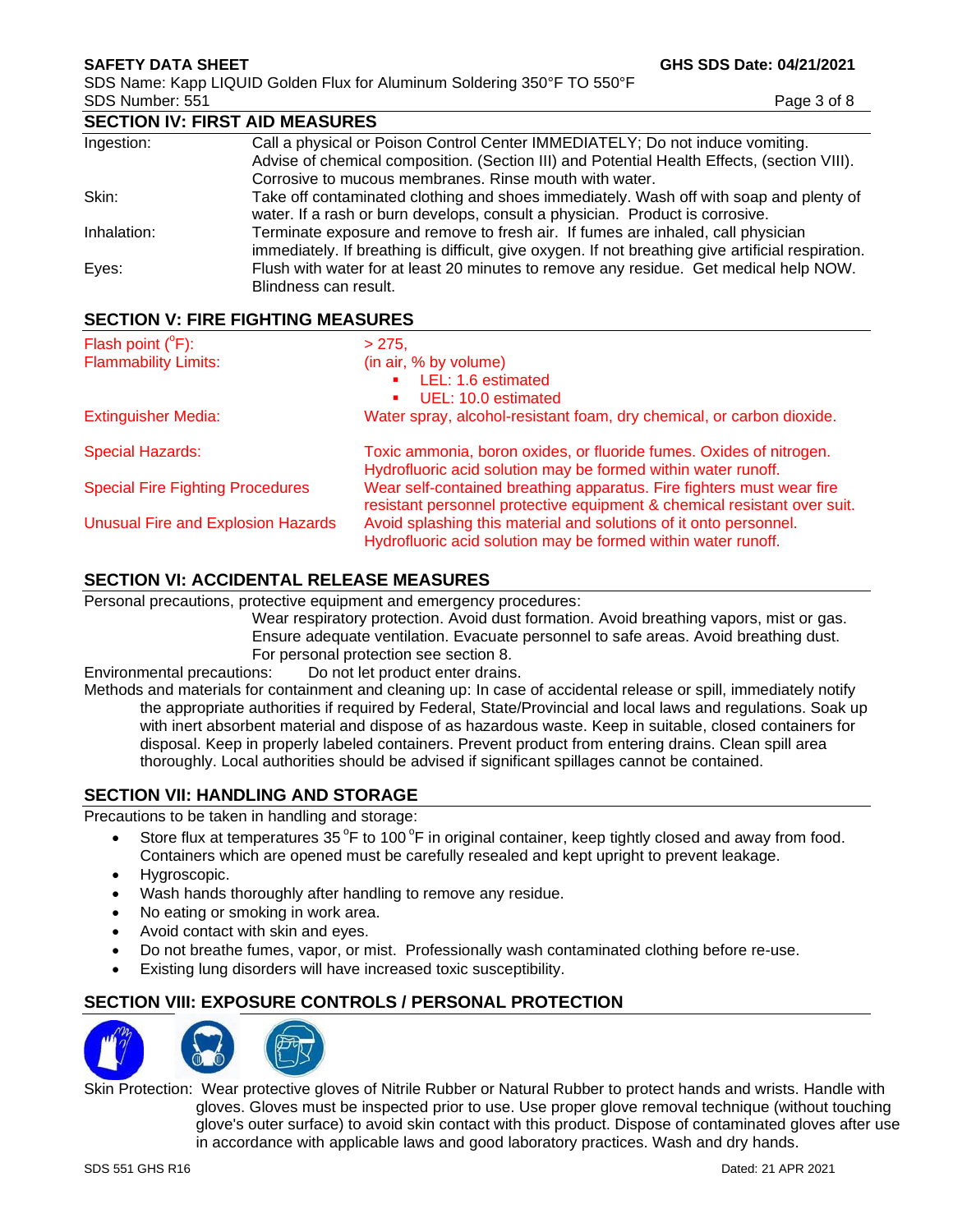## SECTION IV: FIRST AID MEASURES

| | |
|---|---|
| Ingestion: | Call a physical or Poison Control Center IMMEDIATELY; Do not induce vomiting. Advise of chemical composition. (Section III) and Potential Health Effects, (section VIII). Corrosive to mucous membranes. Rinse mouth with water. |
| Skin: | Take off contaminated clothing and shoes immediately. Wash off with soap and plenty of water. If a rash or burn develops, consult a physician. Product is corrosive. |
| Inhalation: | Terminate exposure and remove to fresh air. If fumes are inhaled, call physician immediately. If breathing is difficult, give oxygen. If not breathing give artificial respiration. |
| Eyes: | Flush with water for at least 20 minutes to remove any residue. Get medical help NOW. Blindness can result. |

## SECTION V: FIRE FIGHTING MEASURES

| | |
|---|---|
| Flash point (°F): | > 275, |
| Flammability Limits: | (in air, % by volume)<br>▪ LEL: 1.6 estimated<br>▪ UEL: 10.0 estimated |
| Extinguisher Media: | Water spray, alcohol-resistant foam, dry chemical, or carbon dioxide. |
| Special Hazards: | Toxic ammonia, boron oxides, or fluoride fumes. Oxides of nitrogen. Hydrofluoric acid solution may be formed within water runoff. |
| Special Fire Fighting Procedures | Wear self-contained breathing apparatus. Fire fighters must wear fire resistant personnel protective equipment & chemical resistant over suit. |
| Unusual Fire and Explosion Hazards | Avoid splashing this material and solutions of it onto personnel. Hydrofluoric acid solution may be formed within water runoff. |

## SECTION VI: ACCIDENTAL RELEASE MEASURES

Personal precautions, protective equipment and emergency procedures:
Wear respiratory protection. Avoid dust formation. Avoid breathing vapors, mist or gas. Ensure adequate ventilation. Evacuate personnel to safe areas. Avoid breathing dust. For personal protection see section 8.

Environmental precautions: Do not let product enter drains.

Methods and materials for containment and cleaning up: In case of accidental release or spill, immediately notify the appropriate authorities if required by Federal, State/Provincial and local laws and regulations. Soak up with inert absorbent material and dispose of as hazardous waste. Keep in suitable, closed containers for disposal. Keep in properly labeled containers. Prevent product from entering drains. Clean spill area thoroughly. Local authorities should be advised if significant spillages cannot be contained.

## SECTION VII: HANDLING AND STORAGE

Precautions to be taken in handling and storage:

- Store flux at temperatures 35 °F to 100 °F in original container, keep tightly closed and away from food. Containers which are opened must be carefully resealed and kept upright to prevent leakage.
- Hygroscopic.
- Wash hands thoroughly after handling to remove any residue.
- No eating or smoking in work area.
- Avoid contact with skin and eyes.
- Do not breathe fumes, vapor, or mist. Professionally wash contaminated clothing before re-use.
- Existing lung disorders will have increased toxic susceptibility.

## SECTION VIII: EXPOSURE CONTROLS / PERSONAL PROTECTION

Skin Protection: Wear protective gloves of Nitrile Rubber or Natural Rubber to protect hands and wrists. Handle with gloves. Gloves must be inspected prior to use. Use proper glove removal technique (without touching glove's outer surface) to avoid skin contact with this product. Dispose of contaminated gloves after use in accordance with applicable laws and good laboratory practices. Wash and dry hands.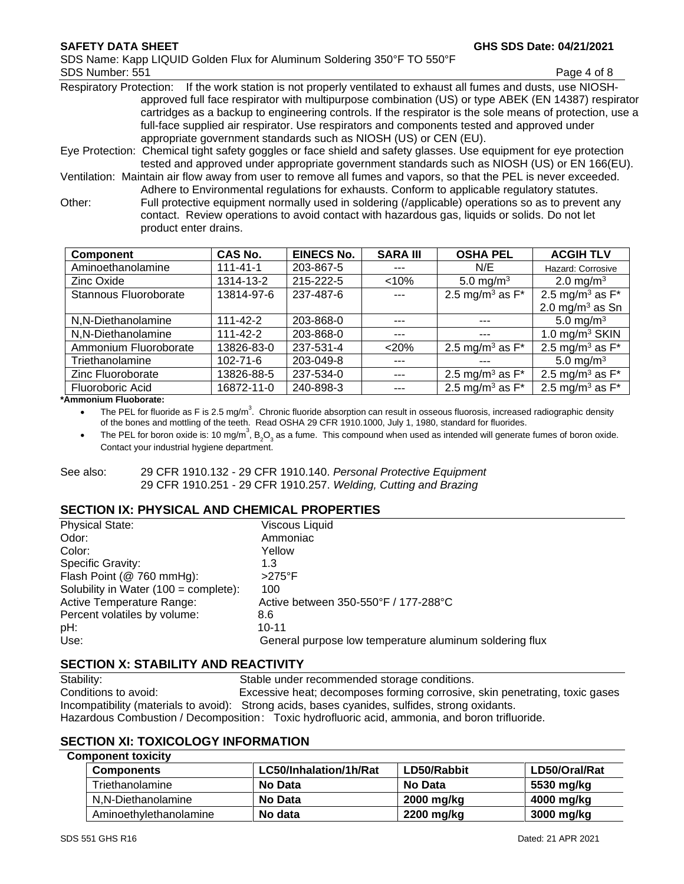Respiratory Protection: If the work station is not properly ventilated to exhaust all fumes and dusts, use NIOSH-approved full face respirator with multipurpose combination (US) or type ABEK (EN 14387) respirator cartridges as a backup to engineering controls. If the respirator is the sole means of protection, use a full-face supplied air respirator. Use respirators and components tested and approved under appropriate government standards such as NIOSH (US) or CEN (EU).

Eye Protection: Chemical tight safety goggles or face shield and safety glasses. Use equipment for eye protection tested and approved under appropriate government standards such as NIOSH (US) or EN 166(EU).

Ventilation: Maintain air flow away from user to remove all fumes and vapors, so that the PEL is never exceeded. Adhere to Environmental regulations for exhausts. Conform to applicable regulatory statutes.

Other: Full protective equipment normally used in soldering (/applicable) operations so as to prevent any contact. Review operations to avoid contact with hazardous gas, liquids or solids. Do not let product enter drains.

| Component | CAS No. | EINECS No. | SARA III | OSHA PEL | ACGIH TLV |
|---|---|---|---|---|---|
| Aminoethanolamine | 111-41-1 | 203-867-5 | --- | N/E | Hazard: Corrosive |
| Zinc Oxide | 1314-13-2 | 215-222-5 | <10% | 5.0 mg/m$^3$ | 2.0 mg/m$^3$ |
| Stannous Fluoroborate | 13814-97-6 | 237-487-6 | --- | 2.5 mg/m$^3$ as F* | 2.5 mg/m$^3$ as F* 2.0 mg/m$^3$ as Sn |
| N,N-Diethanolamine | 111-42-2 | 203-868-0 | --- | --- | 5.0 mg/m$^3$ |
| N,N-Diethanolamine | 111-42-2 | 203-868-0 | --- | --- | 1.0 mg/m$^3$ SKIN |
| Ammonium Fluoroborate | 13826-83-0 | 237-531-4 | <20% | 2.5 mg/m$^3$ as F* | 2.5 mg/m$^3$ as F* |
| Triethanolamine | 102-71-6 | 203-049-8 | --- | --- | 5.0 mg/m$^3$ |
| Zinc Fluoroborate | 13826-88-5 | 237-534-0 | --- | 2.5 mg/m$^3$ as F* | 2.5 mg/m$^3$ as F* |
| Fluoroboric Acid | 16872-11-0 | 240-898-3 | --- | 2.5 mg/m$^3$ as F* | 2.5 mg/m$^3$ as F* |

**\*Ammonium Fluoborate:**

- The PEL for fluoride as F is 2.5 mg/m$^3$. Chronic fluoride absorption can result in osseous fluorosis, increased radiographic density of the bones and mottling of the teeth. Read OSHA 29 CFR 1910.1000, July 1, 1980, standard for fluorides.
- The PEL for boron oxide is: 10 mg/m$^3$, $B_2O_3$ as a fume. This compound when used as intended will generate fumes of boron oxide. Contact your industrial hygiene department.

See also: 29 CFR 1910.132 - 29 CFR 1910.140. *Personal Protective Equipment*
29 CFR 1910.251 - 29 CFR 1910.257. *Welding, Cutting and Brazing*

## SECTION IX: PHYSICAL AND CHEMICAL PROPERTIES

| | |
|---|---|
| Physical State: | Viscous Liquid |
| Odor: | Ammoniac |
| Color: | Yellow |
| Specific Gravity: | 1.3 |
| Flash Point (@ 760 mmHg): | >275°F |
| Solubility in Water (100 = complete): | 100 |
| Active Temperature Range: | Active between 350-550°F / 177-288°C |
| Percent volatiles by volume: | 8.6 |
| pH: | 10-11 |
| Use: | General purpose low temperature aluminum soldering flux |

## SECTION X: STABILITY AND REACTIVITY

Stability: Stable under recommended storage conditions.

Conditions to avoid: Excessive heat; decomposes forming corrosive, skin penetrating, toxic gases

Incompatibility (materials to avoid): Strong acids, bases cyanides, sulfides, strong oxidants.

Hazardous Combustion / Decomposition: Toxic hydrofluoric acid, ammonia, and boron trifluoride.

## SECTION XI: TOXICOLOGY INFORMATION

**Component toxicity**

| Components | LC50/Inhalation/1h/Rat | LD50/Rabbit | LD50/Oral/Rat |
|---|---|---|---|
| Triethanolamine | **No Data** | **No Data** | **5530 mg/kg** |
| N,N-Diethanolamine | **No Data** | **2000 mg/kg** | **4000 mg/kg** |
| Aminoethylethanolamine | **No data** | **2200 mg/kg** | **3000 mg/kg** |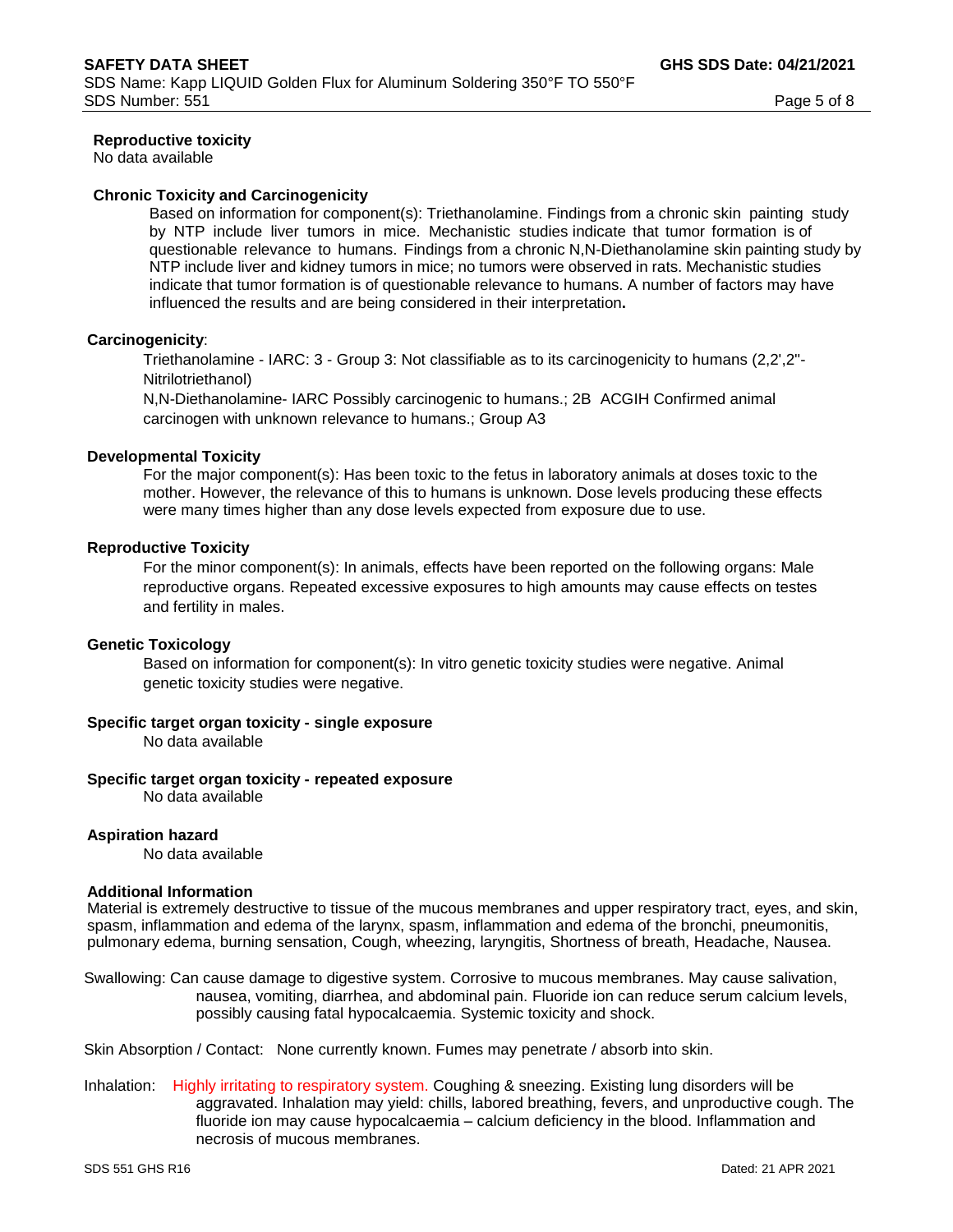**Reproductive toxicity**
No data available

**Chronic Toxicity and Carcinogenicity**

Based on information for component(s): Triethanolamine. Findings from a chronic skin painting study by NTP include liver tumors in mice. Mechanistic studies indicate that tumor formation is of questionable relevance to humans. Findings from a chronic N,N-Diethanolamine skin painting study by NTP include liver and kidney tumors in mice; no tumors were observed in rats. Mechanistic studies indicate that tumor formation is of questionable relevance to humans. A number of factors may have influenced the results and are being considered in their interpretation**.**

**Carcinogenicity**:

Triethanolamine - IARC: 3 - Group 3: Not classifiable as to its carcinogenicity to humans (2,2',2"-Nitrilotriethanol)

N,N-Diethanolamine- IARC Possibly carcinogenic to humans.; 2B ACGIH Confirmed animal carcinogen with unknown relevance to humans.; Group A3

**Developmental Toxicity**

For the major component(s): Has been toxic to the fetus in laboratory animals at doses toxic to the mother. However, the relevance of this to humans is unknown. Dose levels producing these effects were many times higher than any dose levels expected from exposure due to use.

**Reproductive Toxicity**

For the minor component(s): In animals, effects have been reported on the following organs: Male reproductive organs. Repeated excessive exposures to high amounts may cause effects on testes and fertility in males.

**Genetic Toxicology**

Based on information for component(s): In vitro genetic toxicity studies were negative. Animal genetic toxicity studies were negative.

**Specific target organ toxicity - single exposure**
No data available

**Specific target organ toxicity - repeated exposure**
No data available

**Aspiration hazard**
No data available

**Additional Information**
Material is extremely destructive to tissue of the mucous membranes and upper respiratory tract, eyes, and skin, spasm, inflammation and edema of the larynx, spasm, inflammation and edema of the bronchi, pneumonitis, pulmonary edema, burning sensation, Cough, wheezing, laryngitis, Shortness of breath, Headache, Nausea.

Swallowing: Can cause damage to digestive system. Corrosive to mucous membranes. May cause salivation, nausea, vomiting, diarrhea, and abdominal pain. Fluoride ion can reduce serum calcium levels, possibly causing fatal hypocalcaemia. Systemic toxicity and shock.

Skin Absorption / Contact: None currently known. Fumes may penetrate / absorb into skin.

Inhalation: Highly irritating to respiratory system. Coughing & sneezing. Existing lung disorders will be aggravated. Inhalation may yield: chills, labored breathing, fevers, and unproductive cough. The fluoride ion may cause hypocalcaemia – calcium deficiency in the blood. Inflammation and necrosis of mucous membranes.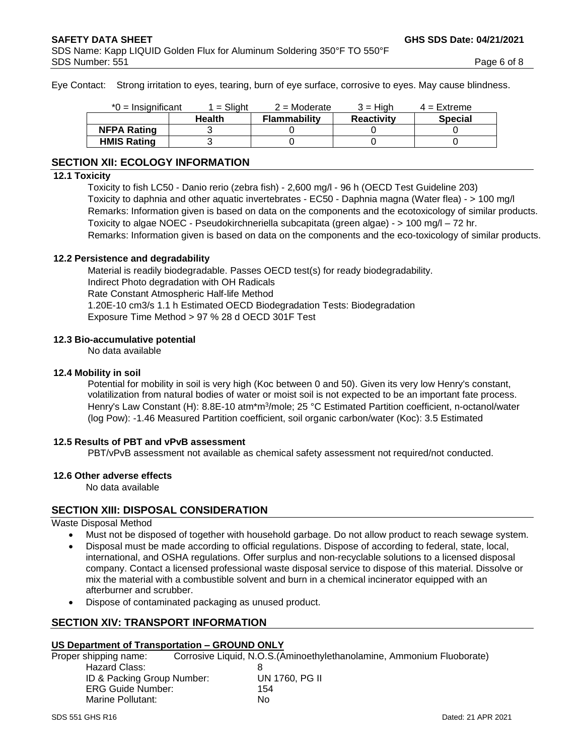Eye Contact: Strong irritation to eyes, tearing, burn of eye surface, corrosive to eyes. May cause blindness.

| *0 = Insignificant | 1 = Slight | 2 = Moderate | 3 = High | 4 = Extreme |
|---|---|---|---|---|
| | **Health** | **Flammability** | **Reactivity** | **Special** |
| **NFPA Rating** | 3 | 0 | 0 | 0 |
| **HMIS Rating** | 3 | 0 | 0 | 0 |

## SECTION XII: ECOLOGY INFORMATION

### 12.1 Toxicity

Toxicity to fish LC50 - Danio rerio (zebra fish) - 2,600 mg/l - 96 h (OECD Test Guideline 203)
Toxicity to daphnia and other aquatic invertebrates - EC50 - Daphnia magna (Water flea) - > 100 mg/l
Remarks: Information given is based on data on the components and the ecotoxicology of similar products.
Toxicity to algae NOEC - Pseudokirchneriella subcapitata (green algae) - > 100 mg/l – 72 hr.
Remarks: Information given is based on data on the components and the eco-toxicology of similar products.

### 12.2 Persistence and degradability

Material is readily biodegradable. Passes OECD test(s) for ready biodegradability.
Indirect Photo degradation with OH Radicals
Rate Constant Atmospheric Half-life Method
1.20E-10 cm3/s 1.1 h Estimated OECD Biodegradation Tests: Biodegradation
Exposure Time Method > 97 % 28 d OECD 301F Test

### 12.3 Bio-accumulative potential

No data available

### 12.4 Mobility in soil

Potential for mobility in soil is very high (Koc between 0 and 50). Given its very low Henry's constant, volatilization from natural bodies of water or moist soil is not expected to be an important fate process. Henry's Law Constant (H): 8.8E-10 atm*m$^3$/mole; 25 °C Estimated Partition coefficient, n-octanol/water (log Pow): -1.46 Measured Partition coefficient, soil organic carbon/water (Koc): 3.5 Estimated

### 12.5 Results of PBT and vPvB assessment

PBT/vPvB assessment not available as chemical safety assessment not required/not conducted.

### 12.6 Other adverse effects

No data available

## SECTION XIII: DISPOSAL CONSIDERATION

Waste Disposal Method

- Must not be disposed of together with household garbage. Do not allow product to reach sewage system.
- Disposal must be made according to official regulations. Dispose of according to federal, state, local, international, and OSHA regulations. Offer surplus and non-recyclable solutions to a licensed disposal company. Contact a licensed professional waste disposal service to dispose of this material. Dissolve or mix the material with a combustible solvent and burn in a chemical incinerator equipped with an afterburner and scrubber.
- Dispose of contaminated packaging as unused product.

## SECTION XIV: TRANSPORT INFORMATION

**US Department of Transportation – GROUND ONLY**

Proper shipping name: Corrosive Liquid, N.O.S.(Aminoethylethanolamine, Ammonium Fluoborate)
Hazard Class: 8
ID & Packing Group Number: UN 1760, PG II
ERG Guide Number: 154
Marine Pollutant: No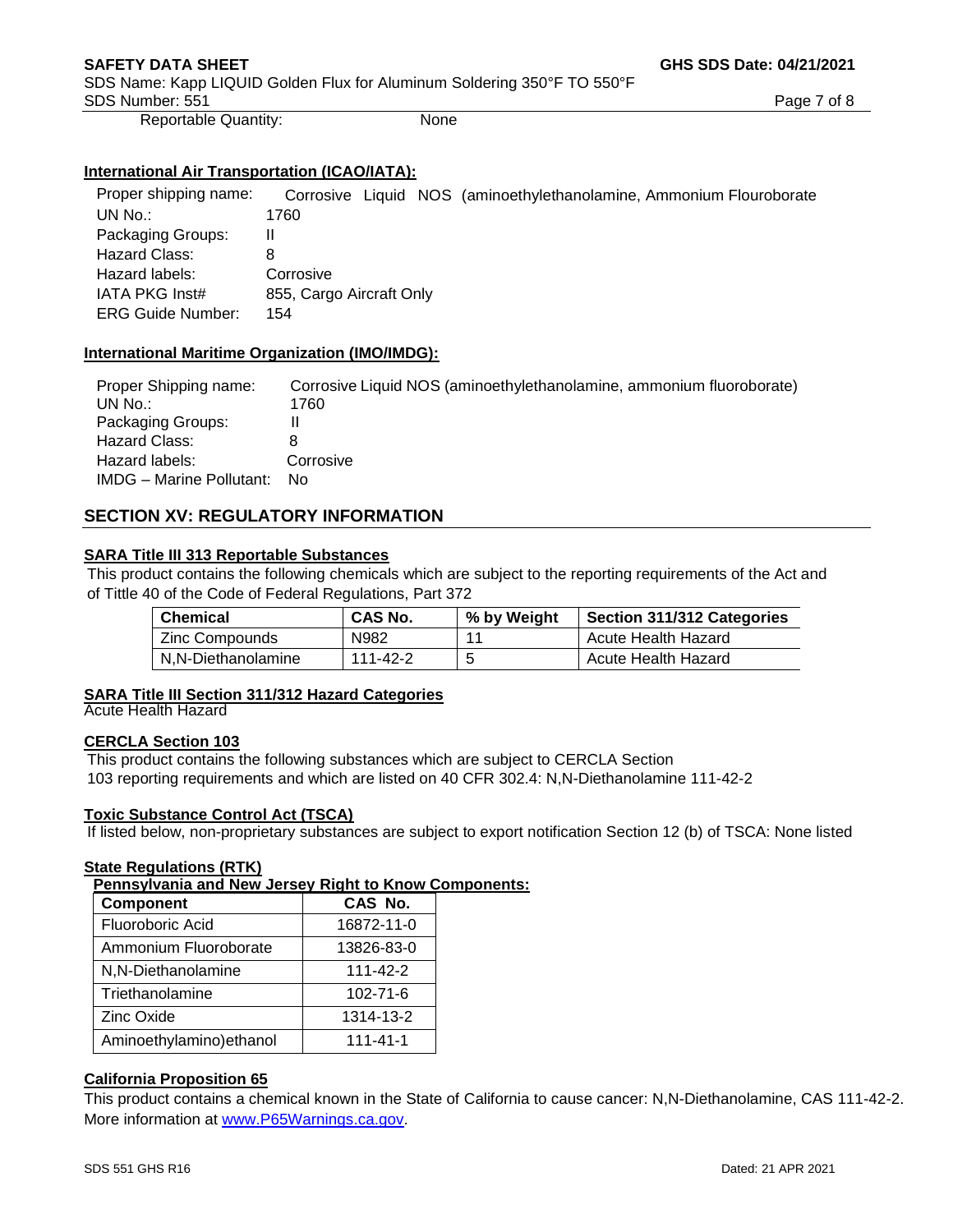Reportable Quantity: None

**International Air Transportation (ICAO/IATA):**

Proper shipping name: Corrosive Liquid NOS (aminoethylethanolamine, Ammonium Flouroborate
UN No.: 1760
Packaging Groups: II
Hazard Class: 8
Hazard labels: Corrosive
IATA PKG Inst# 855, Cargo Aircraft Only
ERG Guide Number: 154

**International Maritime Organization (IMO/IMDG):**

Proper Shipping name: Corrosive Liquid NOS (aminoethylethanolamine, ammonium fluoroborate)
UN No.: 1760
Packaging Groups: II
Hazard Class: 8
Hazard labels: Corrosive
IMDG – Marine Pollutant: No

## SECTION XV: REGULATORY INFORMATION

**SARA Title III 313 Reportable Substances**

This product contains the following chemicals which are subject to the reporting requirements of the Act and of Tittle 40 of the Code of Federal Regulations, Part 372

| Chemical | CAS No. | % by Weight | Section 311/312 Categories |
|---|---|---|---|
| Zinc Compounds | N982 | 11 | Acute Health Hazard |
| N,N-Diethanolamine | 111-42-2 | 5 | Acute Health Hazard |

**SARA Title III Section 311/312 Hazard Categories**

Acute Health Hazard

**CERCLA Section 103**

This product contains the following substances which are subject to CERCLA Section 103 reporting requirements and which are listed on 40 CFR 302.4: N,N-Diethanolamine 111-42-2

**Toxic Substance Control Act (TSCA)**

If listed below, non-proprietary substances are subject to export notification Section 12 (b) of TSCA: None listed

**State Regulations (RTK)**

**Pennsylvania and New Jersey Right to Know Components:**

| Component | CAS No. |
|---|---|
| Fluoroboric Acid | 16872-11-0 |
| Ammonium Fluoroborate | 13826-83-0 |
| N,N-Diethanolamine | 111-42-2 |
| Triethanolamine | 102-71-6 |
| Zinc Oxide | 1314-13-2 |
| Aminoethylamino)ethanol | 111-41-1 |

**California Proposition 65**

This product contains a chemical known in the State of California to cause cancer: N,N-Diethanolamine, CAS 111-42-2. More information at www.P65Warnings.ca.gov.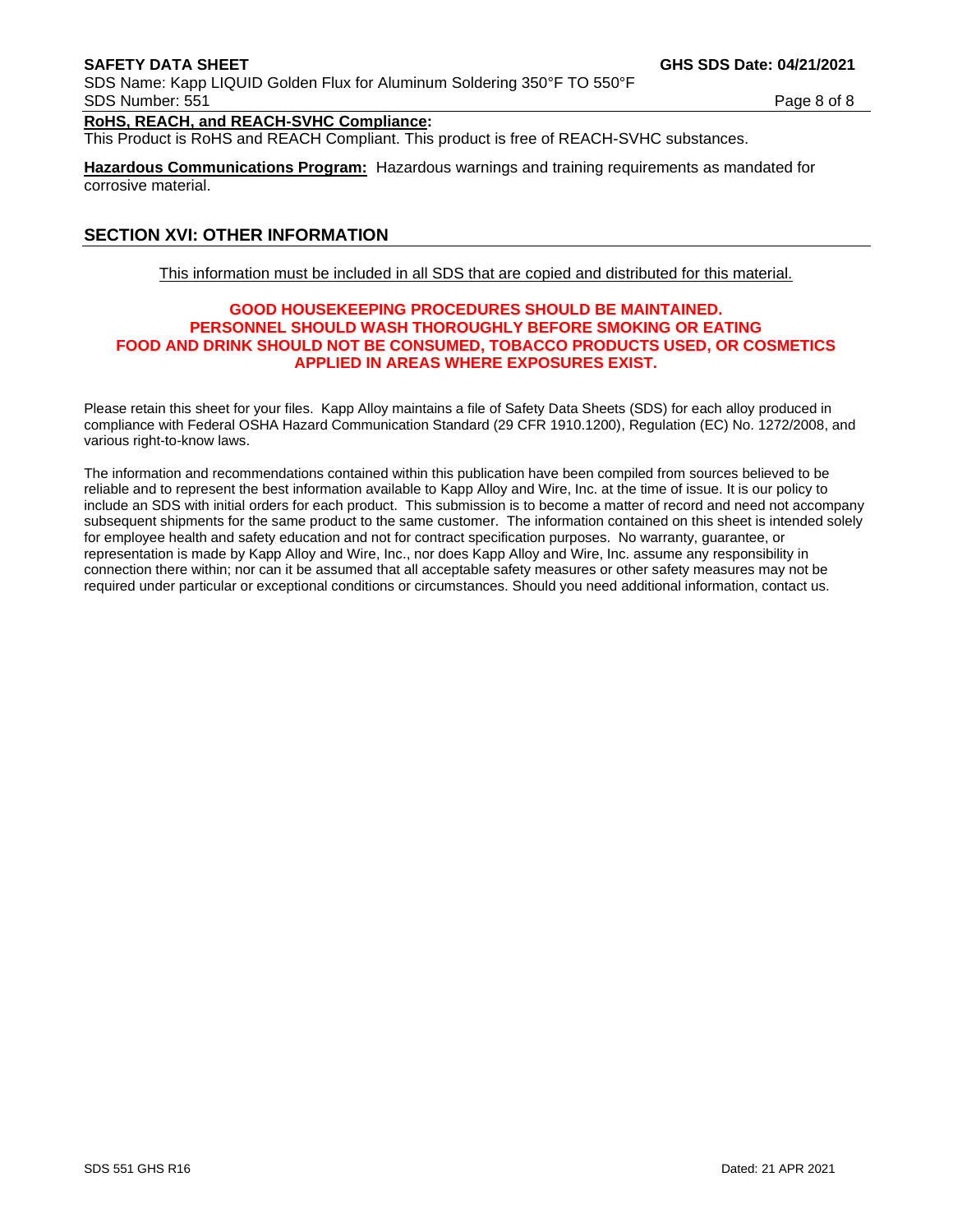**RoHS, REACH, and REACH-SVHC Compliance:**
This Product is RoHS and REACH Compliant. This product is free of REACH-SVHC substances.

**Hazardous Communications Program:** Hazardous warnings and training requirements as mandated for corrosive material.

## SECTION XVI: OTHER INFORMATION

This information must be included in all SDS that are copied and distributed for this material.

**GOOD HOUSEKEEPING PROCEDURES SHOULD BE MAINTAINED.
PERSONNEL SHOULD WASH THOROUGHLY BEFORE SMOKING OR EATING
FOOD AND DRINK SHOULD NOT BE CONSUMED, TOBACCO PRODUCTS USED, OR COSMETICS APPLIED IN AREAS WHERE EXPOSURES EXIST.**

Please retain this sheet for your files. Kapp Alloy maintains a file of Safety Data Sheets (SDS) for each alloy produced in compliance with Federal OSHA Hazard Communication Standard (29 CFR 1910.1200), Regulation (EC) No. 1272/2008, and various right-to-know laws.

The information and recommendations contained within this publication have been compiled from sources believed to be reliable and to represent the best information available to Kapp Alloy and Wire, Inc. at the time of issue. It is our policy to include an SDS with initial orders for each product. This submission is to become a matter of record and need not accompany subsequent shipments for the same product to the same customer. The information contained on this sheet is intended solely for employee health and safety education and not for contract specification purposes. No warranty, guarantee, or representation is made by Kapp Alloy and Wire, Inc., nor does Kapp Alloy and Wire, Inc. assume any responsibility in connection there within; nor can it be assumed that all acceptable safety measures or other safety measures may not be required under particular or exceptional conditions or circumstances. Should you need additional information, contact us.